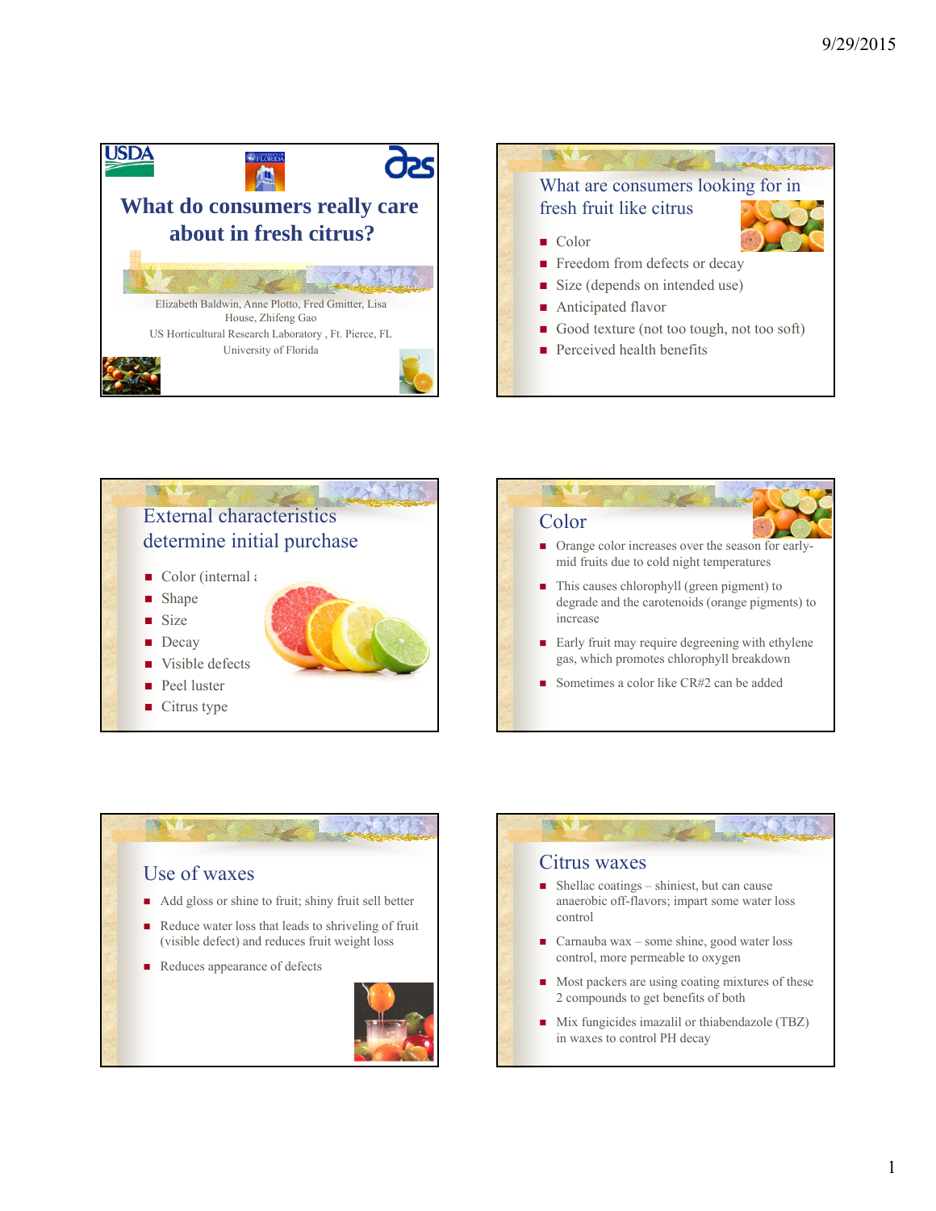# What do consumers really care about in fresh citrus?

Elizabeth Baldwin, Anne Plotto, Fred Gmitter, Lisa House, Zhifeng Gao

US Horticultural Research Laboratory , Ft. Pierce, FL

University of Florida

## What are consumers looking for in fresh fruit like citrus

- Color
- Freedom from defects or decay
- Size (depends on intended use)
- Anticipated flavor
- Good texture (not too tough, not too soft)
- Perceived health benefits

## External characteristics determine initial purchase

- Color (internal a
- Shape
- Size
- Decay
- Visible defects
- Peel luster
- Citrus type

## Color

- Orange color increases over the season for early-mid fruits due to cold night temperatures
- This causes chlorophyll (green pigment) to degrade and the carotenoids (orange pigments) to increase
- Early fruit may require degreening with ethylene gas, which promotes chlorophyll breakdown
- Sometimes a color like CR#2 can be added

## Use of waxes

- Add gloss or shine to fruit; shiny fruit sell better
- Reduce water loss that leads to shriveling of fruit (visible defect) and reduces fruit weight loss
- Reduces appearance of defects

## Citrus waxes

- Shellac coatings – shiniest, but can cause anaerobic off-flavors; impart some water loss control
- Carnauba wax – some shine, good water loss control, more permeable to oxygen
- Most packers are using coating mixtures of these 2 compounds to get benefits of both
- Mix fungicides imazalil or thiabendazole (TBZ) in waxes to control PH decay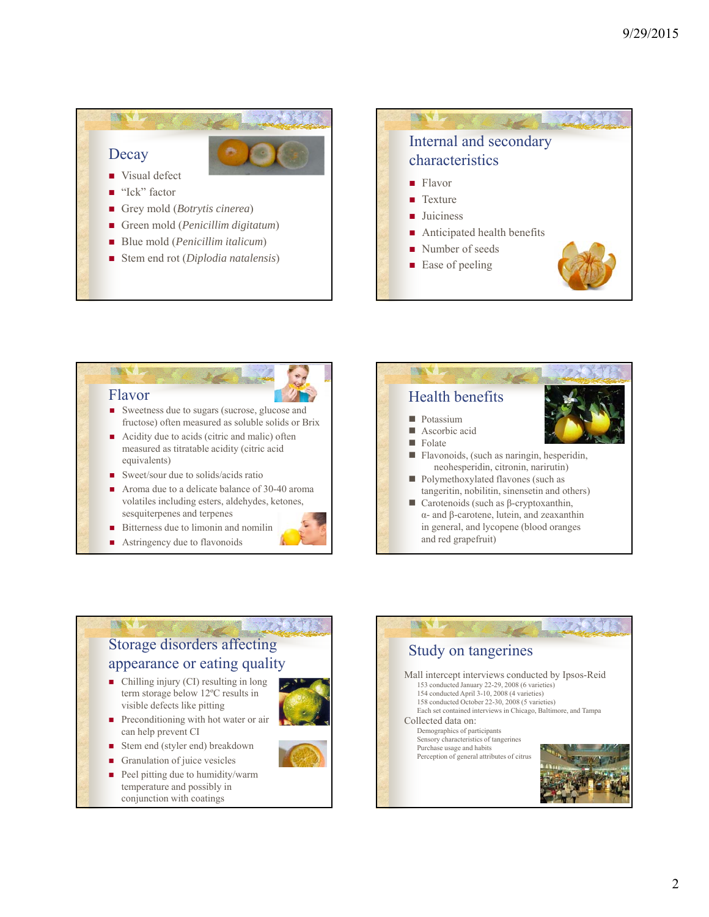## Decay

- Visual defect
- "Ick" factor
- Grey mold (*Botrytis cinerea*)
- Green mold (*Penicillim digitatum*)
- Blue mold (*Penicillim italicum*)
- Stem end rot (*Diplodia natalensis*)

## Internal and secondary characteristics

- Flavor
- Texture
- Juiciness
- Anticipated health benefits
- Number of seeds
- Ease of peeling

## Flavor

- Sweetness due to sugars (sucrose, glucose and fructose) often measured as soluble solids or Brix
- Acidity due to acids (citric and malic) often measured as titratable acidity (citric acid equivalents)
- Sweet/sour due to solids/acids ratio
- Aroma due to a delicate balance of 30-40 aroma volatiles including esters, aldehydes, ketones, sesquiterpenes and terpenes
- Bitterness due to limonin and nomilin
- Astringency due to flavonoids

## Health benefits

- Potassium
- Ascorbic acid
- Folate
- Flavonoids, (such as naringin, hesperidin, neohesperidin, citronin, narirutin)
- Polymethoxylated flavones (such as tangeritin, nobilitin, sinensetin and others)
- Carotenoids (such as β-cryptoxanthin, α- and β-carotene, lutein, and zeaxanthin in general, and lycopene (blood oranges and red grapefruit)

## Storage disorders affecting appearance or eating quality

- Chilling injury (CI) resulting in long term storage below 12ºC results in visible defects like pitting
- Preconditioning with hot water or air can help prevent CI
- Stem end (styler end) breakdown
- Granulation of juice vesicles
- Peel pitting due to humidity/warm temperature and possibly in conjunction with coatings

## Study on tangerines

Mall intercept interviews conducted by Ipsos-Reid
- 153 conducted January 22-29, 2008 (6 varieties)
- 154 conducted April 3-10, 2008 (4 varieties)
- 158 conducted October 22-30, 2008 (5 varieties)
- Each set contained interviews in Chicago, Baltimore, and Tampa

Collected data on:
- Demographics of participants
- Sensory characteristics of tangerines
- Purchase usage and habits
- Perception of general attributes of citrus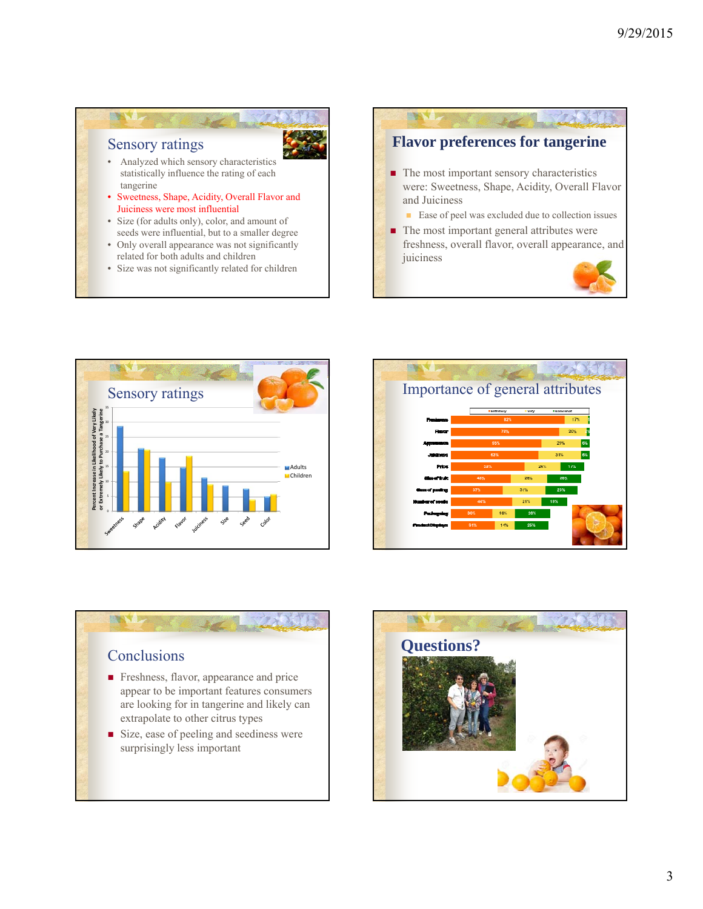## Sensory ratings

- Analyzed which sensory characteristics statistically influence the rating of each tangerine
- Sweetness, Shape, Acidity, Overall Flavor and Juiciness were most influential
- Size (for adults only), color, and amount of seeds were influential, but to a smaller degree
- Only overall appearance was not significantly related for both adults and children
- Size was not significantly related for children

## Flavor preferences for tangerine

- The most important sensory characteristics were: Sweetness, Shape, Acidity, Overall Flavor and Juiciness
  - Ease of peel was excluded due to collection issues
- The most important general attributes were freshness, overall flavor, overall appearance, and juiciness

## Sensory ratings

Percent Increase in Likelihood of Very Likely or Extremely Likely to Purchase a Tangerine

35
30
25
20
15
10
5
0

Sweetness
Shape
Acidity
Flavor
Juiciness
Size
Seed
Color

Adults
Children

## Importance of general attributes

extremely
very
somewhat

Freshness 82% 17%
Flavor 78% 20%
Appearance 65% 29% 6%
Juiciness 63% 31% 6%
Price 53% 26% 17%
Size of fruit 43% 28% 26%
Ease of peeling 37% 31% 23%
Number of seeds 44% 21% 18%
Packaging 30% 16% 26%
Product Displays 31% 14% 25%

## Conclusions

- Freshness, flavor, appearance and price appear to be important features consumers are looking for in tangerine and likely can extrapolate to other citrus types
- Size, ease of peeling and seediness were surprisingly less important

## Questions?